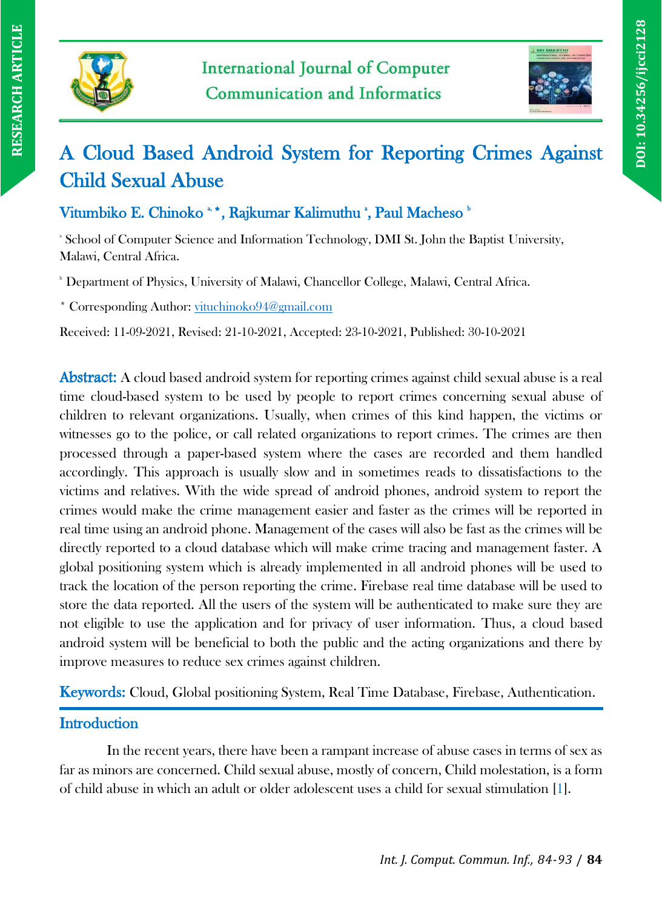# A Cloud Based Android System for Reporting Crimes Against Child Sexual Abuse

**Vitumbiko E. Chinoko** [a,*], **Rajkumar Kalimuthu** [a], **Paul Macheso** [b]

[a] School of Computer Science and Information Technology, DMI St. John the Baptist University, Malawi, Central Africa.

[b] Department of Physics, University of Malawi, Chancellor College, Malawi, Central Africa.

[*] Corresponding Author: vituchinoko94@gmail.com

Received: 11-09-2021, Revised: 21-10-2021, Accepted: 23-10-2021, Published: 30-10-2021

**Abstract:** A cloud based android system for reporting crimes against child sexual abuse is a real time cloud-based system to be used by people to report crimes concerning sexual abuse of children to relevant organizations. Usually, when crimes of this kind happen, the victims or witnesses go to the police, or call related organizations to report crimes. The crimes are then processed through a paper-based system where the cases are recorded and them handled accordingly. This approach is usually slow and in sometimes reads to dissatisfactions to the victims and relatives. With the wide spread of android phones, android system to report the crimes would make the crime management easier and faster as the crimes will be reported in real time using an android phone. Management of the cases will also be fast as the crimes will be directly reported to a cloud database which will make crime tracing and management faster. A global positioning system which is already implemented in all android phones will be used to track the location of the person reporting the crime. Firebase real time database will be used to store the data reported. All the users of the system will be authenticated to make sure they are not eligible to use the application and for privacy of user information. Thus, a cloud based android system will be beneficial to both the public and the acting organizations and there by improve measures to reduce sex crimes against children.

**Keywords:** Cloud, Global positioning System, Real Time Database, Firebase, Authentication.

## Introduction

In the recent years, there have been a rampant increase of abuse cases in terms of sex as far as minors are concerned. Child sexual abuse, mostly of concern, Child molestation, is a form of child abuse in which an adult or older adolescent uses a child for sexual stimulation [1].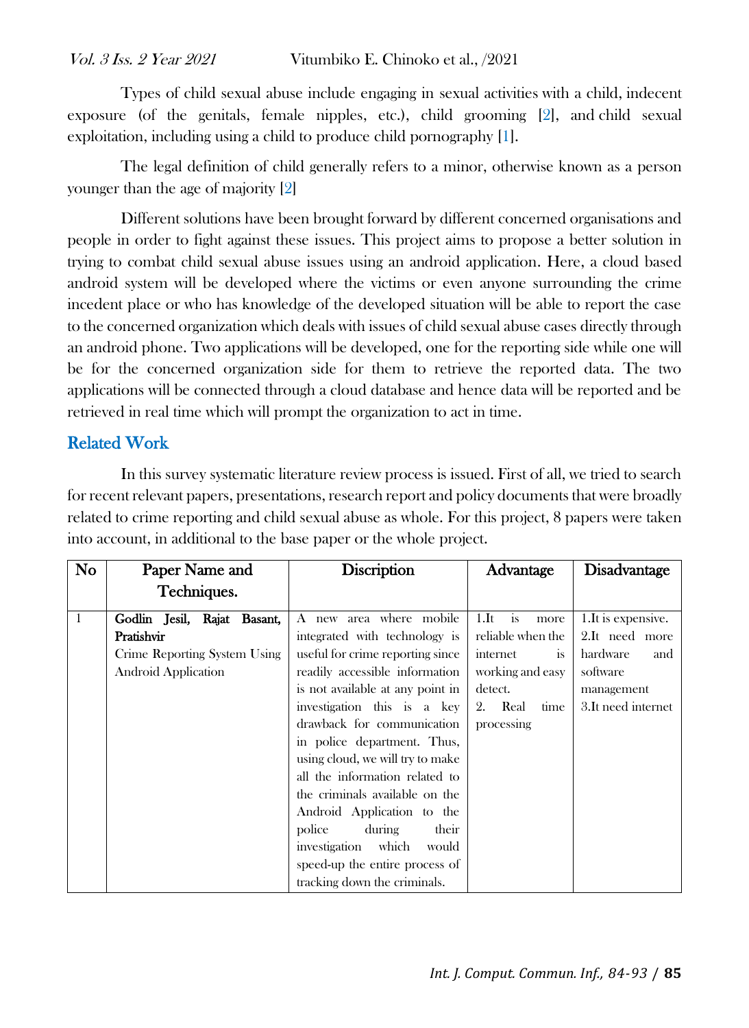Types of child sexual abuse include engaging in sexual activities with a child, indecent exposure (of the genitals, female nipples, etc.), child grooming [2], and child sexual exploitation, including using a child to produce child pornography [1].

The legal definition of child generally refers to a minor, otherwise known as a person younger than the age of majority [2]

Different solutions have been brought forward by different concerned organisations and people in order to fight against these issues. This project aims to propose a better solution in trying to combat child sexual abuse issues using an android application. Here, a cloud based android system will be developed where the victims or even anyone surrounding the crime incedent place or who has knowledge of the developed situation will be able to report the case to the concerned organization which deals with issues of child sexual abuse cases directly through an android phone. Two applications will be developed, one for the reporting side while one will be for the concerned organization side for them to retrieve the reported data. The two applications will be connected through a cloud database and hence data will be reported and be retrieved in real time which will prompt the organization to act in time.

## Related Work

In this survey systematic literature review process is issued. First of all, we tried to search for recent relevant papers, presentations, research report and policy documents that were broadly related to crime reporting and child sexual abuse as whole. For this project, 8 papers were taken into account, in additional to the base paper or the whole project.

| No | Paper Name and Techniques. | Discription | Advantage | Disadvantage |
|---|---|---|---|---|
| 1 | **Godlin Jesil, Rajat Basant, Pratishvir** Crime Reporting System Using Android Application | A new area where mobile integrated with technology is useful for crime reporting since readily accessible information is not available at any point in investigation this is a key drawback for communication in police department. Thus, using cloud, we will try to make all the information related to the criminals available on the Android Application to the police during their investigation which would speed-up the entire process of tracking down the criminals. | 1.It is more reliable when the internet is working and easy detect. 2. Real time processing | 1.It is expensive. 2.It need more hardware and software management 3.It need internet |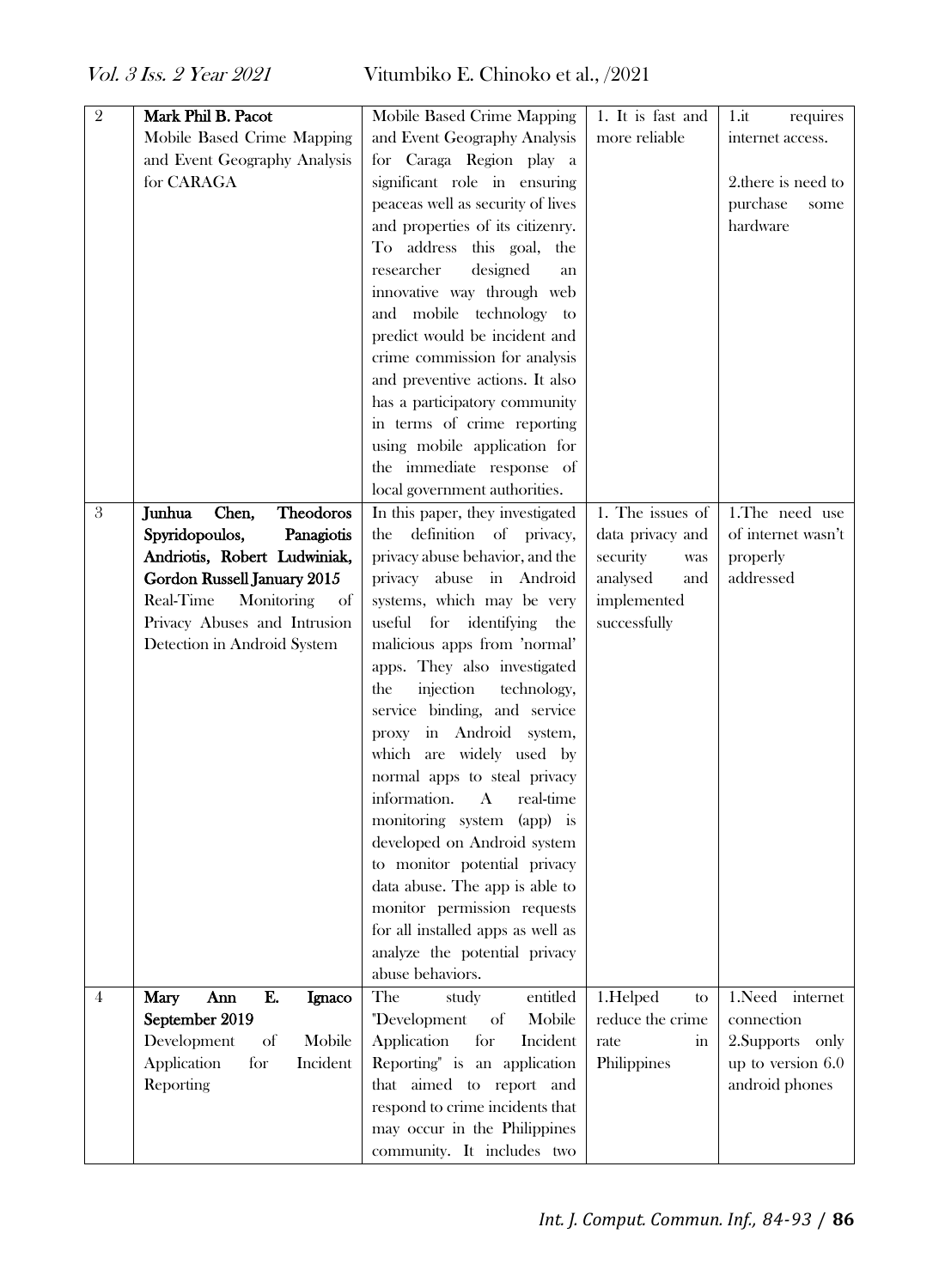| 2 | **Mark Phil B. Pacot** Mobile Based Crime Mapping and Event Geography Analysis for CARAGA | Mobile Based Crime Mapping and Event Geography Analysis for Caraga Region play a significant role in ensuring peaceas well as security of lives and properties of its citizenry. To address this goal, the researcher designed an innovative way through web and mobile technology to predict would be incident and crime commission for analysis and preventive actions. It also has a participatory community in terms of crime reporting using mobile application for the immediate response of local government authorities. | 1. It is fast and more reliable | 1.it requires internet access. 2.there is need to purchase some hardware |
|---|---|---|---|---|
| 3 | **Junhua Chen, Theodoros Spyridopoulos, Panagiotis Andriotis, Robert Ludwiniak, Gordon Russell January 2015** Real-Time Monitoring of Privacy Abuses and Intrusion Detection in Android System | In this paper, they investigated the definition of privacy, privacy abuse behavior, and the privacy abuse in Android systems, which may be very useful for identifying the malicious apps from 'normal' apps. They also investigated the injection technology, service binding, and service proxy in Android system, which are widely used by normal apps to steal privacy information. A real-time monitoring system (app) is developed on Android system to monitor potential privacy data abuse. The app is able to monitor permission requests for all installed apps as well as analyze the potential privacy abuse behaviors. | 1. The issues of data privacy and security was analysed and implemented successfully | 1.The need use of internet wasn't properly addressed |
| 4 | **Mary Ann E. Ignaco September 2019** Development of Mobile Application for Incident Reporting | The study entitled "Development of Mobile Application for Incident Reporting" is an application that aimed to report and respond to crime incidents that may occur in the Philippines community. It includes two | 1.Helped to reduce the crime rate in Philippines | 1.Need internet connection 2.Supports only up to version 6.0 android phones |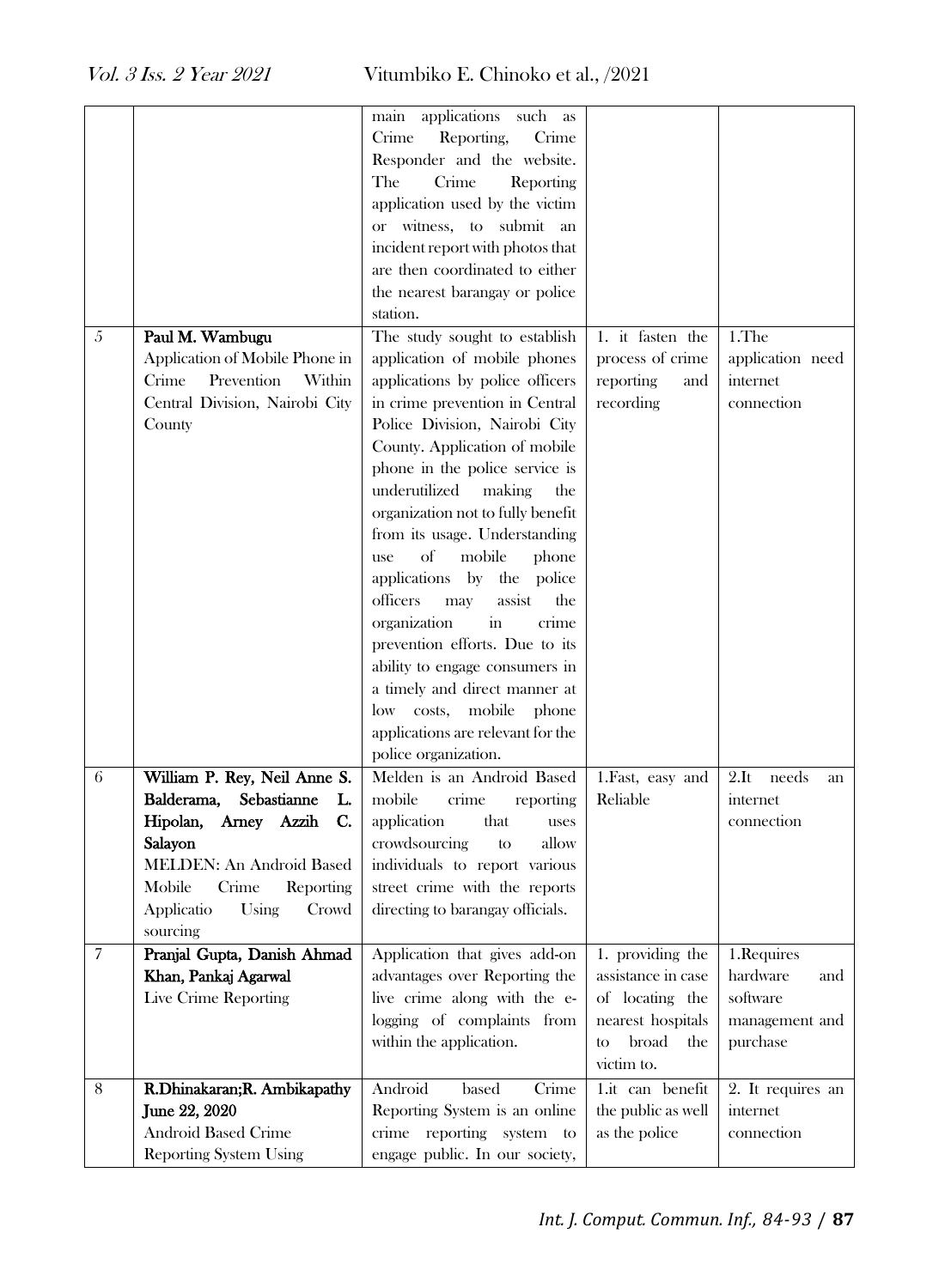| | | | | |
|---|---|---|---|---|
| | | main applications such as Crime Reporting, Crime Responder and the website. The Crime Reporting application used by the victim or witness, to submit an incident report with photos that are then coordinated to either the nearest barangay or police station. | | |
| 5 | **Paul M. Wambugu** Application of Mobile Phone in Crime Prevention Within Central Division, Nairobi City County | The study sought to establish application of mobile phones applications by police officers in crime prevention in Central Police Division, Nairobi City County. Application of mobile phone in the police service is underutilized making the organization not to fully benefit from its usage. Understanding use of mobile phone applications by the police officers may assist the organization in crime prevention efforts. Due to its ability to engage consumers in a timely and direct manner at low costs, mobile phone applications are relevant for the police organization. | 1. it fasten the process of crime reporting and recording | 1.The application need internet connection |
| 6 | **William P. Rey, Neil Anne S. Balderama, Sebastianne L. Hipolan, Arney Azzih C. Salayon** MELDEN: An Android Based Mobile Crime Reporting Applicatio Using Crowd sourcing | Melden is an Android Based mobile crime reporting application that uses crowdsourcing to allow individuals to report various street crime with the reports directing to barangay officials. | 1.Fast, easy and Reliable | 2.It needs an internet connection |
| 7 | **Pranjal Gupta, Danish Ahmad Khan, Pankaj Agarwal** Live Crime Reporting | Application that gives add-on advantages over Reporting the live crime along with the e-logging of complaints from within the application. | 1. providing the assistance in case of locating the nearest hospitals to broad the victim to. | 1.Requires hardware and software management and purchase |
| 8 | **R.Dhinakaran;R. Ambikapathy June 22, 2020** Android Based Crime Reporting System Using | Android based Crime Reporting System is an online crime reporting system to engage public. In our society, | 1.it can benefit the public as well as the police | 2. It requires an internet connection |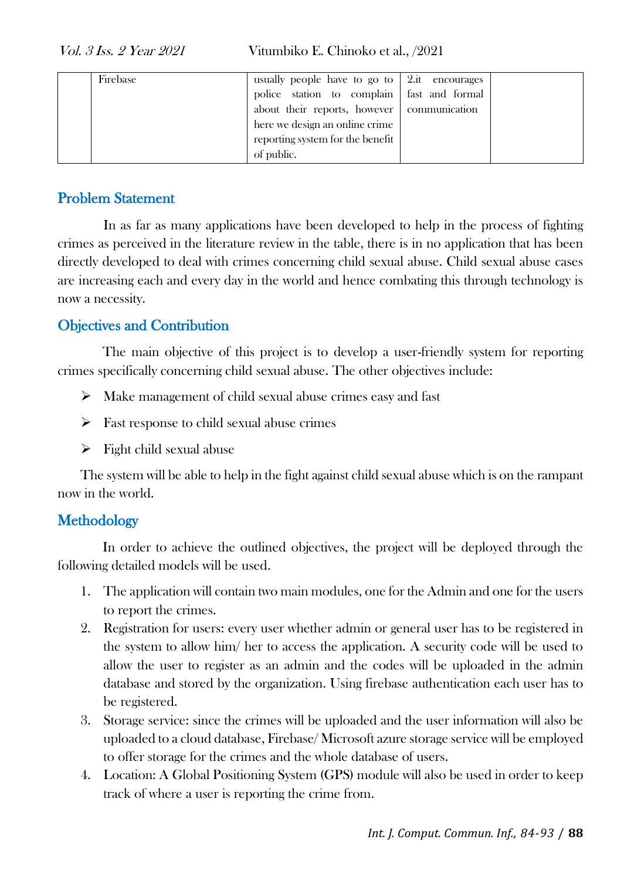|  | Firebase | usually people have to go to police station to complain about their reports, however here we design an online crime reporting system for the benefit of public. | 2.it encourages fast and formal communication |  |
|---|---|---|---|---|

## Problem Statement

In as far as many applications have been developed to help in the process of fighting crimes as perceived in the literature review in the table, there is in no application that has been directly developed to deal with crimes concerning child sexual abuse. Child sexual abuse cases are increasing each and every day in the world and hence combating this through technology is now a necessity.

## Objectives and Contribution

The main objective of this project is to develop a user-friendly system for reporting crimes specifically concerning child sexual abuse. The other objectives include:

- Make management of child sexual abuse crimes easy and fast
- Fast response to child sexual abuse crimes
- Fight child sexual abuse

The system will be able to help in the fight against child sexual abuse which is on the rampant now in the world.

## Methodology

In order to achieve the outlined objectives, the project will be deployed through the following detailed models will be used.

1. The application will contain two main modules, one for the Admin and one for the users to report the crimes.
2. Registration for users: every user whether admin or general user has to be registered in the system to allow him/ her to access the application. A security code will be used to allow the user to register as an admin and the codes will be uploaded in the admin database and stored by the organization. Using firebase authentication each user has to be registered.
3. Storage service: since the crimes will be uploaded and the user information will also be uploaded to a cloud database, Firebase/ Microsoft azure storage service will be employed to offer storage for the crimes and the whole database of users.
4. Location: A Global Positioning System (GPS) module will also be used in order to keep track of where a user is reporting the crime from.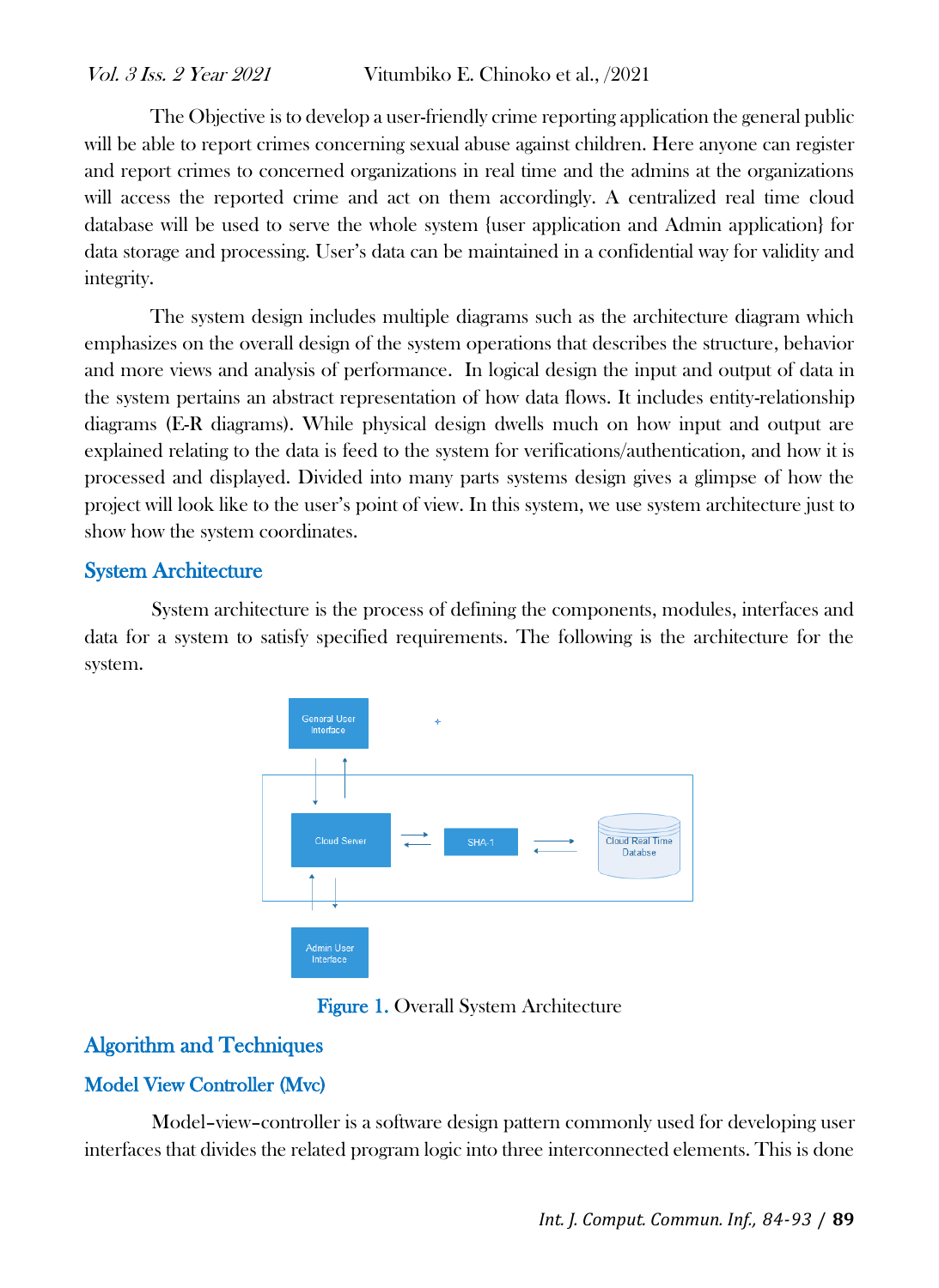The Objective is to develop a user-friendly crime reporting application the general public will be able to report crimes concerning sexual abuse against children. Here anyone can register and report crimes to concerned organizations in real time and the admins at the organizations will access the reported crime and act on them accordingly. A centralized real time cloud database will be used to serve the whole system {user application and Admin application} for data storage and processing. User's data can be maintained in a confidential way for validity and integrity.

The system design includes multiple diagrams such as the architecture diagram which emphasizes on the overall design of the system operations that describes the structure, behavior and more views and analysis of performance. In logical design the input and output of data in the system pertains an abstract representation of how data flows. It includes entity-relationship diagrams (E-R diagrams). While physical design dwells much on how input and output are explained relating to the data is feed to the system for verifications/authentication, and how it is processed and displayed. Divided into many parts systems design gives a glimpse of how the project will look like to the user's point of view. In this system, we use system architecture just to show how the system coordinates.

## System Architecture

System architecture is the process of defining the components, modules, interfaces and data for a system to satisfy specified requirements. The following is the architecture for the system.

General User Interface

Cloud Server

SHA-1

Cloud Real Time Databse

Admin User Interface

**Figure 1.** Overall System Architecture

## Algorithm and Techniques

### Model View Controller (Mvc)

Model–view–controller is a software design pattern commonly used for developing user interfaces that divides the related program logic into three interconnected elements. This is done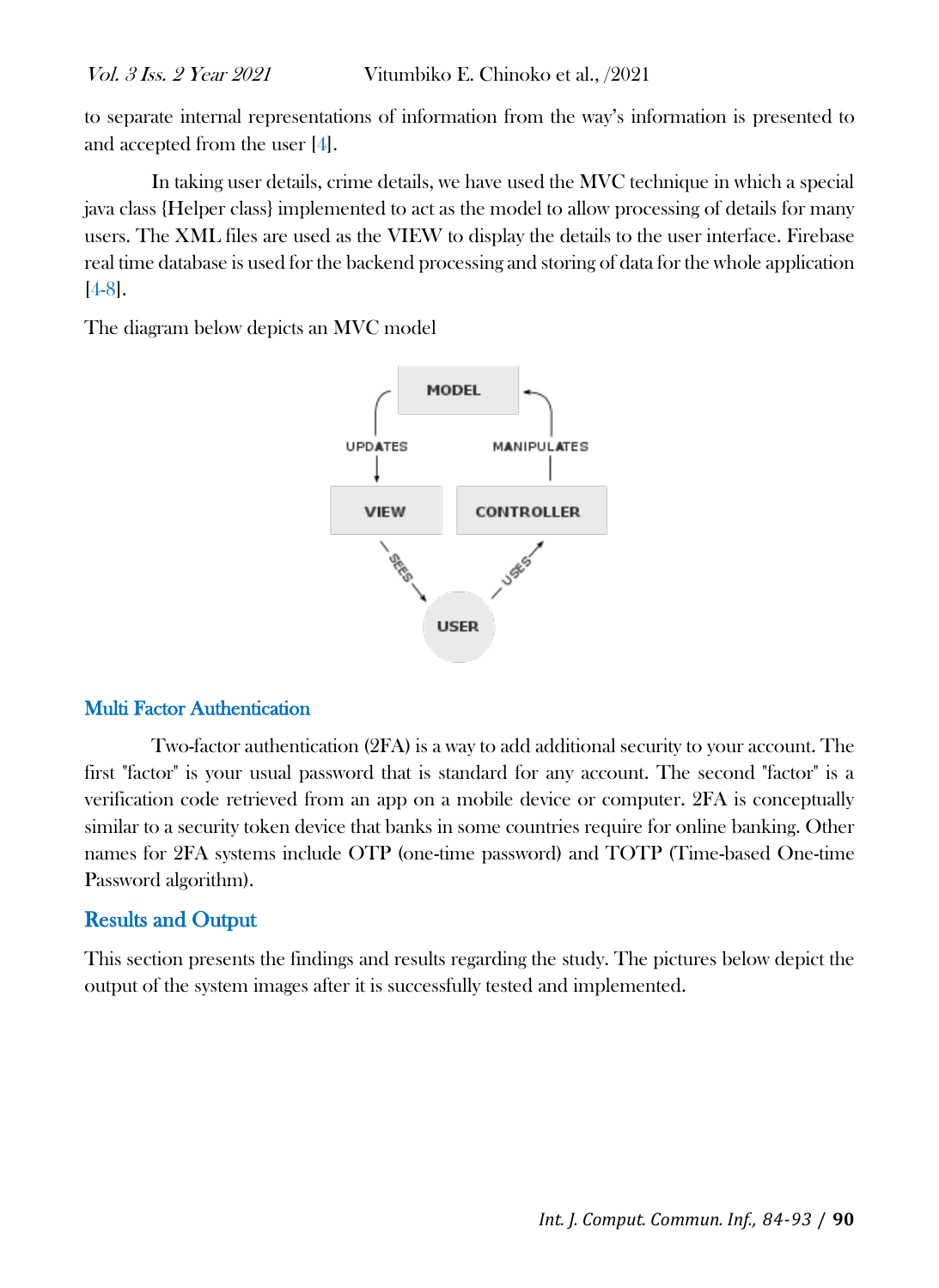to separate internal representations of information from the way's information is presented to and accepted from the user [4].

In taking user details, crime details, we have used the MVC technique in which a special java class {Helper class} implemented to act as the model to allow processing of details for many users. The XML files are used as the VIEW to display the details to the user interface. Firebase real time database is used for the backend processing and storing of data for the whole application [4-8].

The diagram below depicts an MVC model

## Multi Factor Authentication

Two-factor authentication (2FA) is a way to add additional security to your account. The first "factor" is your usual password that is standard for any account. The second "factor" is a verification code retrieved from an app on a mobile device or computer. 2FA is conceptually similar to a security token device that banks in some countries require for online banking. Other names for 2FA systems include OTP (one-time password) and TOTP (Time-based One-time Password algorithm).

## Results and Output

This section presents the findings and results regarding the study. The pictures below depict the output of the system images after it is successfully tested and implemented.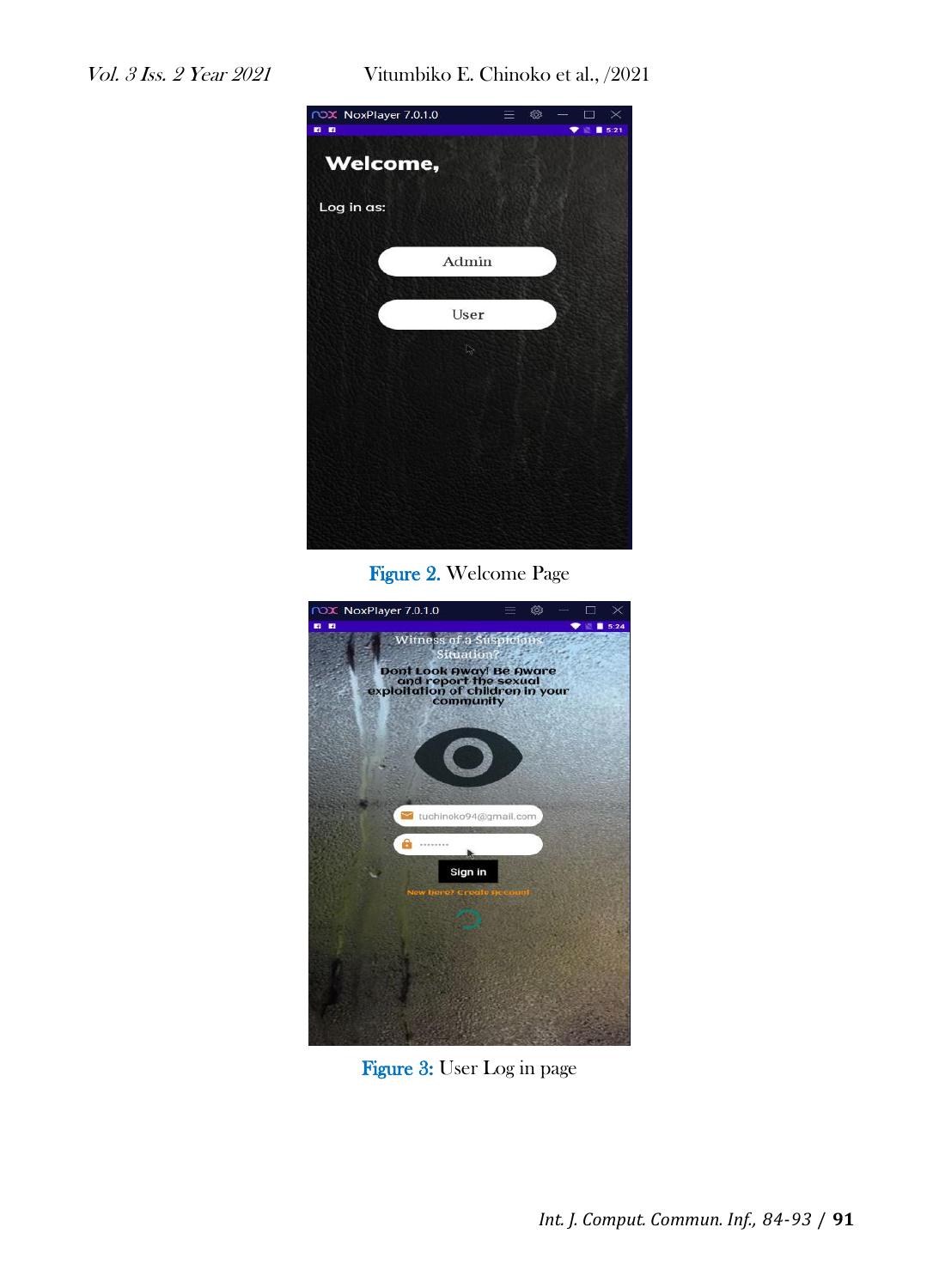Figure 2. Welcome Page

Figure 3: User Log in page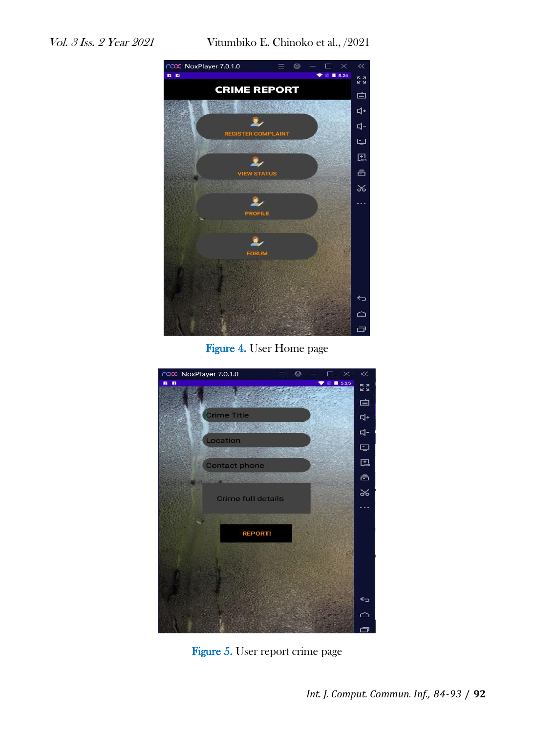Figure 4. User Home page

Figure 5. User report crime page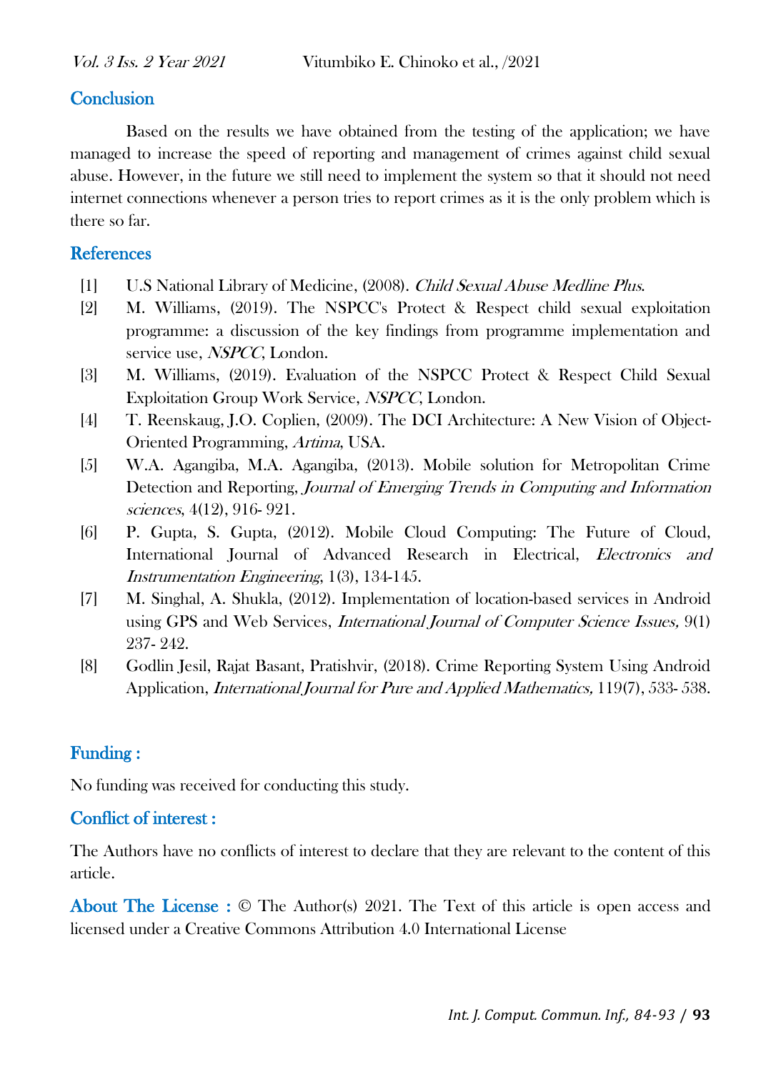## Conclusion

Based on the results we have obtained from the testing of the application; we have managed to increase the speed of reporting and management of crimes against child sexual abuse. However, in the future we still need to implement the system so that it should not need internet connections whenever a person tries to report crimes as it is the only problem which is there so far.

## References

[1] U.S National Library of Medicine, (2008). *Child Sexual Abuse Medline Plus*.

[2] M. Williams, (2019). The NSPCC's Protect & Respect child sexual exploitation programme: a discussion of the key findings from programme implementation and service use, *NSPCC*, London.

[3] M. Williams, (2019). Evaluation of the NSPCC Protect & Respect Child Sexual Exploitation Group Work Service, *NSPCC*, London.

[4] T. Reenskaug, J.O. Coplien, (2009). The DCI Architecture: A New Vision of Object-Oriented Programming, *Artima*, USA.

[5] W.A. Agangiba, M.A. Agangiba, (2013). Mobile solution for Metropolitan Crime Detection and Reporting, *Journal of Emerging Trends in Computing and Information sciences*, 4(12), 916- 921.

[6] P. Gupta, S. Gupta, (2012). Mobile Cloud Computing: The Future of Cloud, International Journal of Advanced Research in Electrical, *Electronics and Instrumentation Engineering*, 1(3), 134-145.

[7] M. Singhal, A. Shukla, (2012). Implementation of location-based services in Android using GPS and Web Services, *International Journal of Computer Science Issues,* 9(1) 237- 242.

[8] Godlin Jesil, Rajat Basant, Pratishvir, (2018). Crime Reporting System Using Android Application, *International Journal for Pure and Applied Mathematics,* 119(7), 533- 538.

## Funding :

No funding was received for conducting this study.

## Conflict of interest :

The Authors have no conflicts of interest to declare that they are relevant to the content of this article.

**About The License :** © The Author(s) 2021. The Text of this article is open access and licensed under a Creative Commons Attribution 4.0 International License